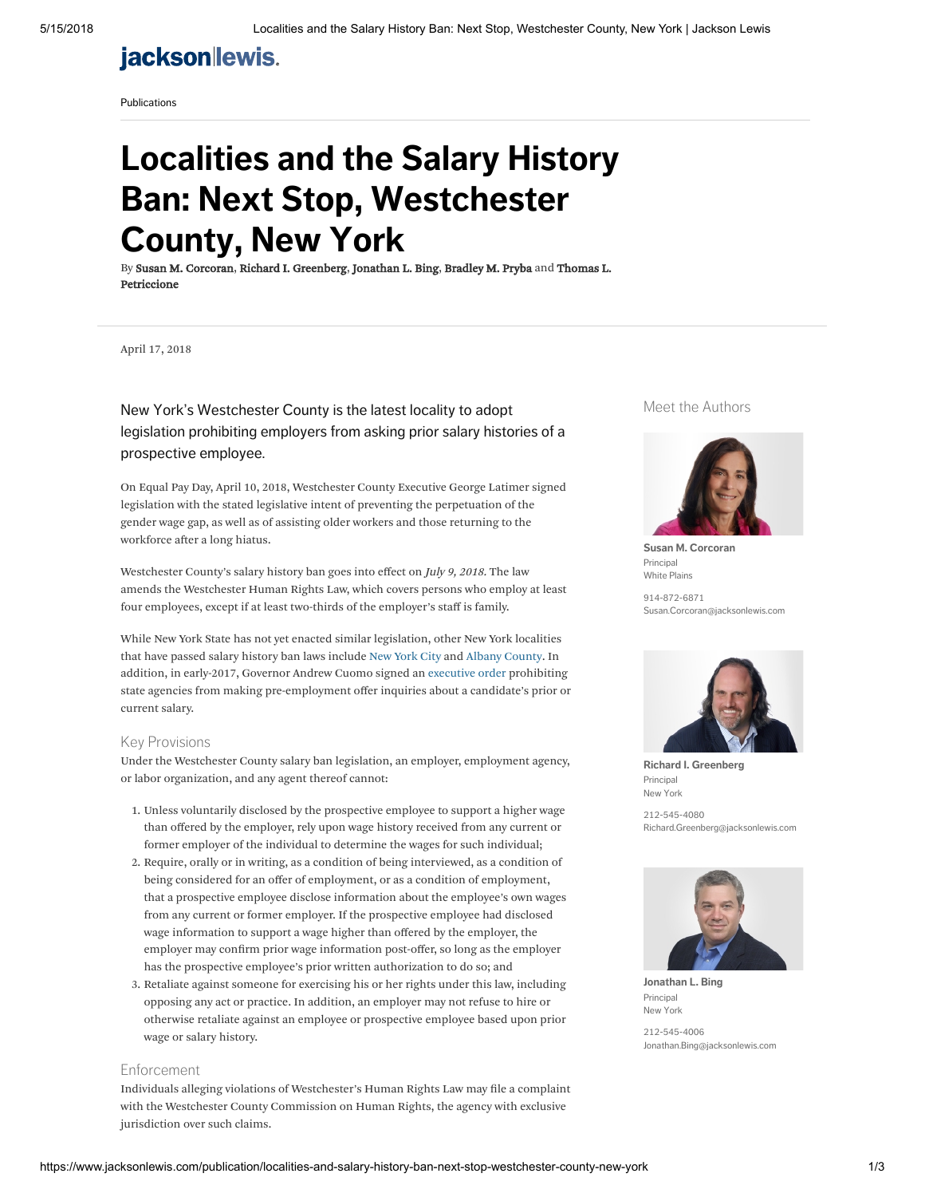jackson|lewis.

Publications

# Localities and the Salary History Ban: Next Stop, Westchester County, New York

By **Susan M. Corcoran**, **Richard I. Greenberg**, **Jonathan L. Bing**, **Bradley M. Pryba** and **Thomas L. Petriccione**

April 17, 2018

New York's Westchester County is the latest locality to adopt legislation prohibiting employers from asking prior salary histories of a prospective employee.

On Equal Pay Day, April 10, 2018, Westchester County Executive George Latimer signed legislation with the stated legislative intent of preventing the perpetuation of the gender wage gap, as well as of assisting older workers and those returning to the workforce after a long hiatus.

Westchester County's salary history ban goes into effect on *July 9, 2018.* The law amends the Westchester Human Rights Law, which covers persons who employ at least four employees, except if at least two-thirds of the employer's staff is family.

While New York State has not yet enacted similar legislation, other New York localities that have passed salary history ban laws include New York City and Albany County. In addition, in early-2017, Governor Andrew Cuomo signed an executive order prohibiting state agencies from making pre-employment offer inquiries about a candidate's prior or current salary.

### Key Provisions

Under the Westchester County salary ban legislation, an employer, employment agency, or labor organization, and any agent thereof cannot:

1. Unless voluntarily disclosed by the prospective employee to support a higher wage than offered by the employer, rely upon wage history received from any current or former employer of the individual to determine the wages for such individual;
2. Require, orally or in writing, as a condition of being interviewed, as a condition of being considered for an offer of employment, or as a condition of employment, that a prospective employee disclose information about the employee's own wages from any current or former employer. If the prospective employee had disclosed wage information to support a wage higher than offered by the employer, the employer may confirm prior wage information post-offer, so long as the employer has the prospective employee's prior written authorization to do so; and
3. Retaliate against someone for exercising his or her rights under this law, including opposing any act or practice. In addition, an employer may not refuse to hire or otherwise retaliate against an employee or prospective employee based upon prior wage or salary history.

### Enforcement

Individuals alleging violations of Westchester's Human Rights Law may file a complaint with the Westchester County Commission on Human Rights, the agency with exclusive jurisdiction over such claims.

## Meet the Authors

**Susan M. Corcoran**
Principal
White Plains

914-872-6871
Susan.Corcoran@jacksonlewis.com

**Richard I. Greenberg**
Principal
New York

212-545-4080
Richard.Greenberg@jacksonlewis.com

**Jonathan L. Bing**
Principal
New York

212-545-4006
Jonathan.Bing@jacksonlewis.com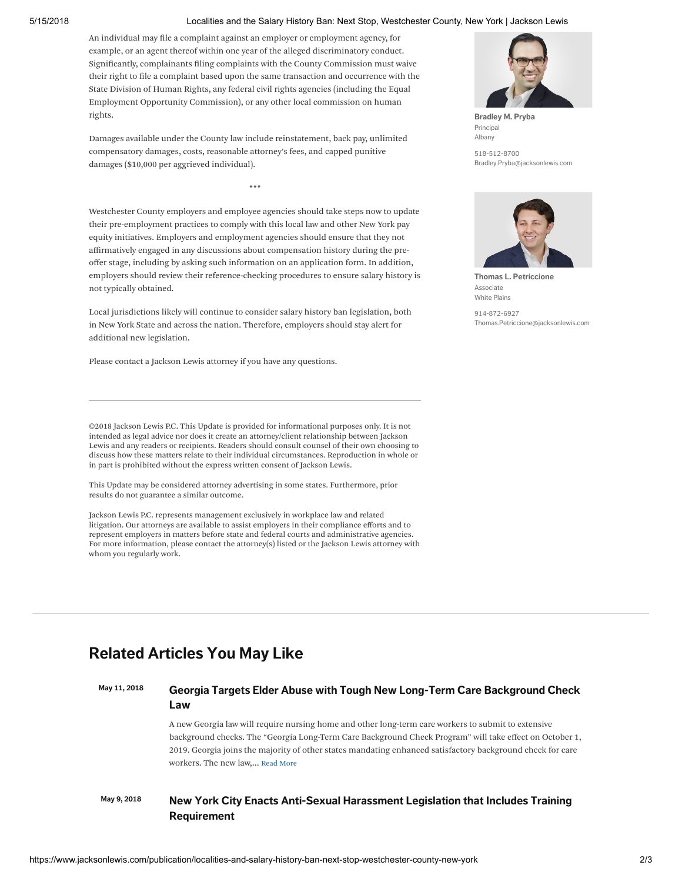An individual may file a complaint against an employer or employment agency, for example, or an agent thereof within one year of the alleged discriminatory conduct. Significantly, complainants filing complaints with the County Commission must waive their right to file a complaint based upon the same transaction and occurrence with the State Division of Human Rights, any federal civil rights agencies (including the Equal Employment Opportunity Commission), or any other local commission on human rights.

Damages available under the County law include reinstatement, back pay, unlimited compensatory damages, costs, reasonable attorney's fees, and capped punitive damages ($10,000 per aggrieved individual).

***

Westchester County employers and employee agencies should take steps now to update their pre-employment practices to comply with this local law and other New York pay equity initiatives. Employers and employment agencies should ensure that they not affirmatively engaged in any discussions about compensation history during the pre-offer stage, including by asking such information on an application form. In addition, employers should review their reference-checking procedures to ensure salary history is not typically obtained.

Local jurisdictions likely will continue to consider salary history ban legislation, both in New York State and across the nation. Therefore, employers should stay alert for additional new legislation.

Please contact a Jackson Lewis attorney if you have any questions.

**Bradley M. Pryba**
Principal
Albany

518-512-8700
Bradley.Pryba@jacksonlewis.com

**Thomas L. Petriccione**
Associate
White Plains

914-872-6927
Thomas.Petriccione@jacksonlewis.com

---

©2018 Jackson Lewis P.C. This Update is provided for informational purposes only. It is not intended as legal advice nor does it create an attorney/client relationship between Jackson Lewis and any readers or recipients. Readers should consult counsel of their own choosing to discuss how these matters relate to their individual circumstances. Reproduction in whole or in part is prohibited without the express written consent of Jackson Lewis.

This Update may be considered attorney advertising in some states. Furthermore, prior results do not guarantee a similar outcome.

Jackson Lewis P.C. represents management exclusively in workplace law and related litigation. Our attorneys are available to assist employers in their compliance efforts and to represent employers in matters before state and federal courts and administrative agencies. For more information, please contact the attorney(s) listed or the Jackson Lewis attorney with whom you regularly work.

## Related Articles You May Like

May 11, 2018

### Georgia Targets Elder Abuse with Tough New Long-Term Care Background Check Law

A new Georgia law will require nursing home and other long-term care workers to submit to extensive background checks. The "Georgia Long-Term Care Background Check Program" will take effect on October 1, 2019. Georgia joins the majority of other states mandating enhanced satisfactory background check for care workers. The new law,... Read More

May 9, 2018

### New York City Enacts Anti-Sexual Harassment Legislation that Includes Training Requirement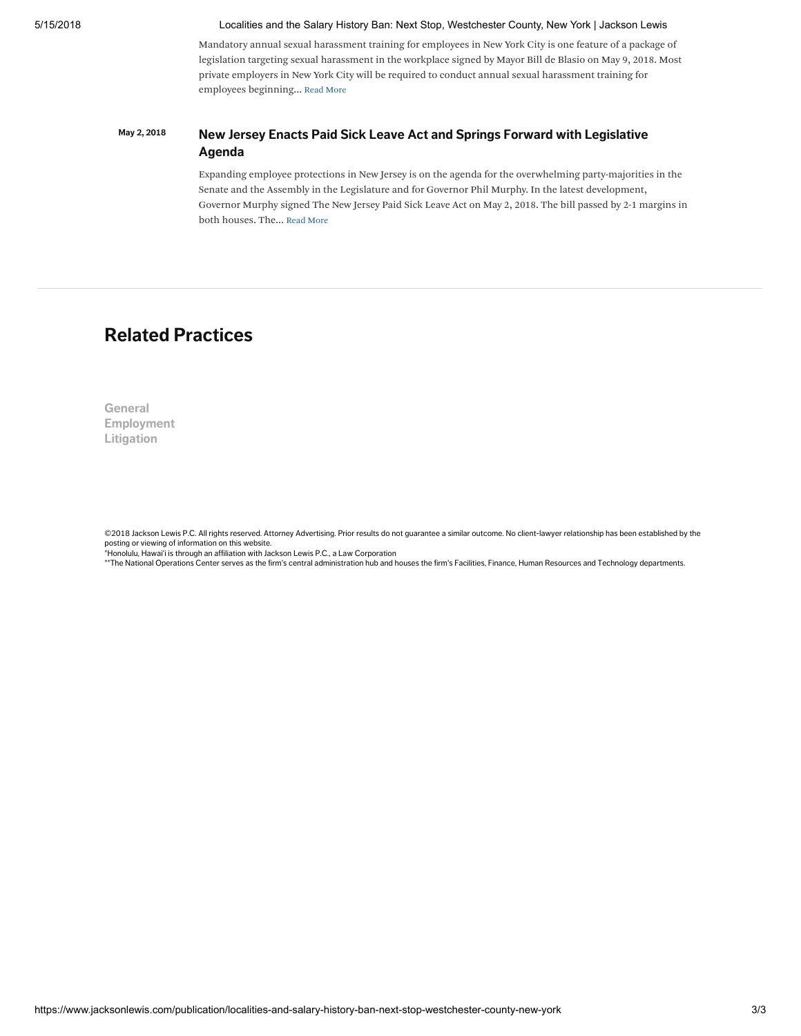Mandatory annual sexual harassment training for employees in New York City is one feature of a package of legislation targeting sexual harassment in the workplace signed by Mayor Bill de Blasio on May 9, 2018. Most private employers in New York City will be required to conduct annual sexual harassment training for employees beginning... Read More

May 2, 2018

### New Jersey Enacts Paid Sick Leave Act and Springs Forward with Legislative Agenda

Expanding employee protections in New Jersey is on the agenda for the overwhelming party-majorities in the Senate and the Assembly in the Legislature and for Governor Phil Murphy. In the latest development, Governor Murphy signed The New Jersey Paid Sick Leave Act on May 2, 2018. The bill passed by 2-1 margins in both houses. The... Read More

---

## Related Practices

General Employment Litigation

©2018 Jackson Lewis P.C. All rights reserved. Attorney Advertising. Prior results do not guarantee a similar outcome. No client-lawyer relationship has been established by the posting or viewing of information on this website.

*Honolulu, Hawai'i is through an affiliation with Jackson Lewis P.C., a Law Corporation

**The National Operations Center serves as the firm's central administration hub and houses the firm's Facilities, Finance, Human Resources and Technology departments.